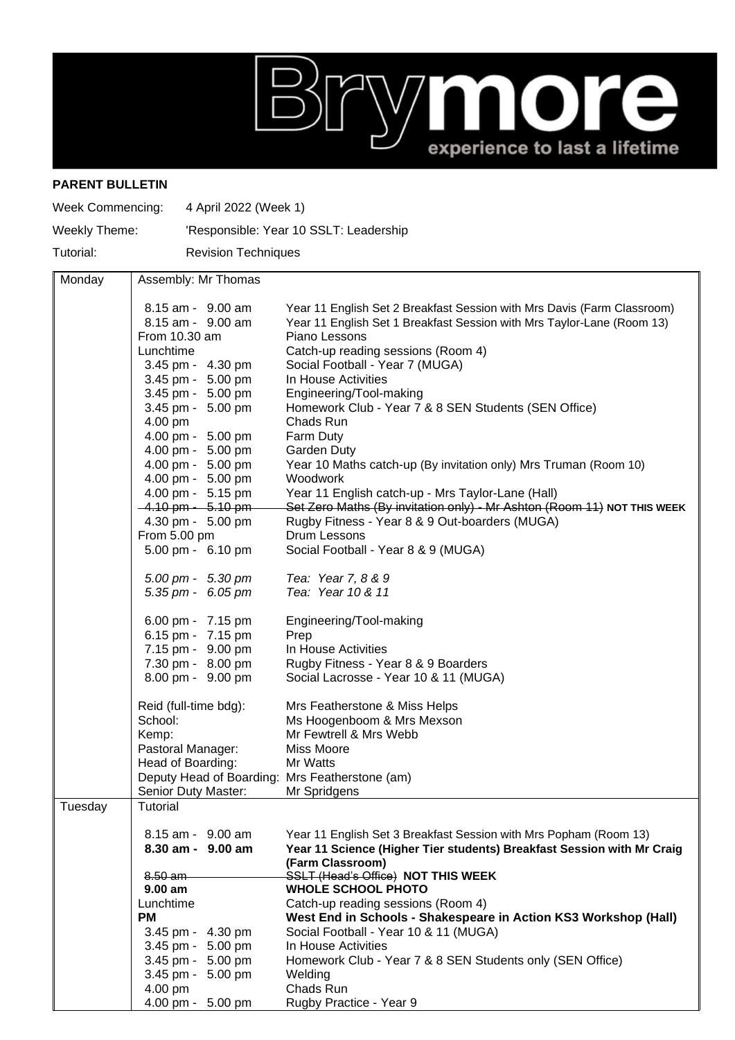**PARENT BULLETIN**

Week Commencing: 4 April 2022 (Week 1)

Weekly Theme: 'Responsible: Year 10 SSLT: Leadership

Tutorial: Revision Techniques

| Day | Time | Activity |
|---|---|---|
| Monday | Assembly: Mr Thomas | |
| | 8.15 am - 9.00 am | Year 11 English Set 2 Breakfast Session with Mrs Davis (Farm Classroom) |
| | 8.15 am - 9.00 am | Year 11 English Set 1 Breakfast Session with Mrs Taylor-Lane (Room 13) |
| | From 10.30 am | Piano Lessons |
| | Lunchtime | Catch-up reading sessions (Room 4) |
| | 3.45 pm - 4.30 pm | Social Football - Year 7 (MUGA) |
| | 3.45 pm - 5.00 pm | In House Activities |
| | 3.45 pm - 5.00 pm | Engineering/Tool-making |
| | 3.45 pm - 5.00 pm | Homework Club - Year 7 & 8 SEN Students (SEN Office) |
| | 4.00 pm | Chads Run |
| | 4.00 pm - 5.00 pm | Farm Duty |
| | 4.00 pm - 5.00 pm | Garden Duty |
| | 4.00 pm - 5.00 pm | Year 10 Maths catch-up (By invitation only) Mrs Truman (Room 10) |
| | 4.00 pm - 5.00 pm | Woodwork |
| | 4.00 pm - 5.15 pm | Year 11 English catch-up - Mrs Taylor-Lane (Hall) |
| | ~~4.10 pm - 5.10 pm~~ | ~~Set Zero Maths (By invitation only) - Mr Ashton (Room 11)~~ **NOT THIS WEEK** |
| | 4.30 pm - 5.00 pm | Rugby Fitness - Year 8 & 9 Out-boarders (MUGA) |
| | From 5.00 pm | Drum Lessons |
| | 5.00 pm - 6.10 pm | Social Football - Year 8 & 9 (MUGA) |
| | *5.00 pm - 5.30 pm* | *Tea: Year 7, 8 & 9* |
| | *5.35 pm - 6.05 pm* | *Tea: Year 10 & 11* |
| | 6.00 pm - 7.15 pm | Engineering/Tool-making |
| | 6.15 pm - 7.15 pm | Prep |
| | 7.15 pm - 9.00 pm | In House Activities |
| | 7.30 pm - 8.00 pm | Rugby Fitness - Year 8 & 9 Boarders |
| | 8.00 pm - 9.00 pm | Social Lacrosse - Year 10 & 11 (MUGA) |
| | Reid (full-time bdg): | Mrs Featherstone & Miss Helps |
| | School: | Ms Hoogenboom & Mrs Mexson |
| | Kemp: | Mr Fewtrell & Mrs Webb |
| | Pastoral Manager: | Miss Moore |
| | Head of Boarding: | Mr Watts |
| | Deputy Head of Boarding: | Mrs Featherstone (am) |
| | Senior Duty Master: | Mr Spridgens |
| Tuesday | Tutorial | |
| | 8.15 am - 9.00 am | Year 11 English Set 3 Breakfast Session with Mrs Popham (Room 13) |
| | **8.30 am - 9.00 am** | **Year 11 Science (Higher Tier students) Breakfast Session with Mr Craig (Farm Classroom)** |
| | ~~8.50 am~~ | ~~SSLT (Head's Office)~~ **NOT THIS WEEK** |
| | **9.00 am** | **WHOLE SCHOOL PHOTO** |
| | Lunchtime | Catch-up reading sessions (Room 4) |
| | **PM** | **West End in Schools - Shakespeare in Action KS3 Workshop (Hall)** |
| | 3.45 pm - 4.30 pm | Social Football - Year 10 & 11 (MUGA) |
| | 3.45 pm - 5.00 pm | In House Activities |
| | 3.45 pm - 5.00 pm | Homework Club - Year 7 & 8 SEN Students only (SEN Office) |
| | 3.45 pm - 5.00 pm | Welding |
| | 4.00 pm | Chads Run |
| | 4.00 pm - 5.00 pm | Rugby Practice - Year 9 |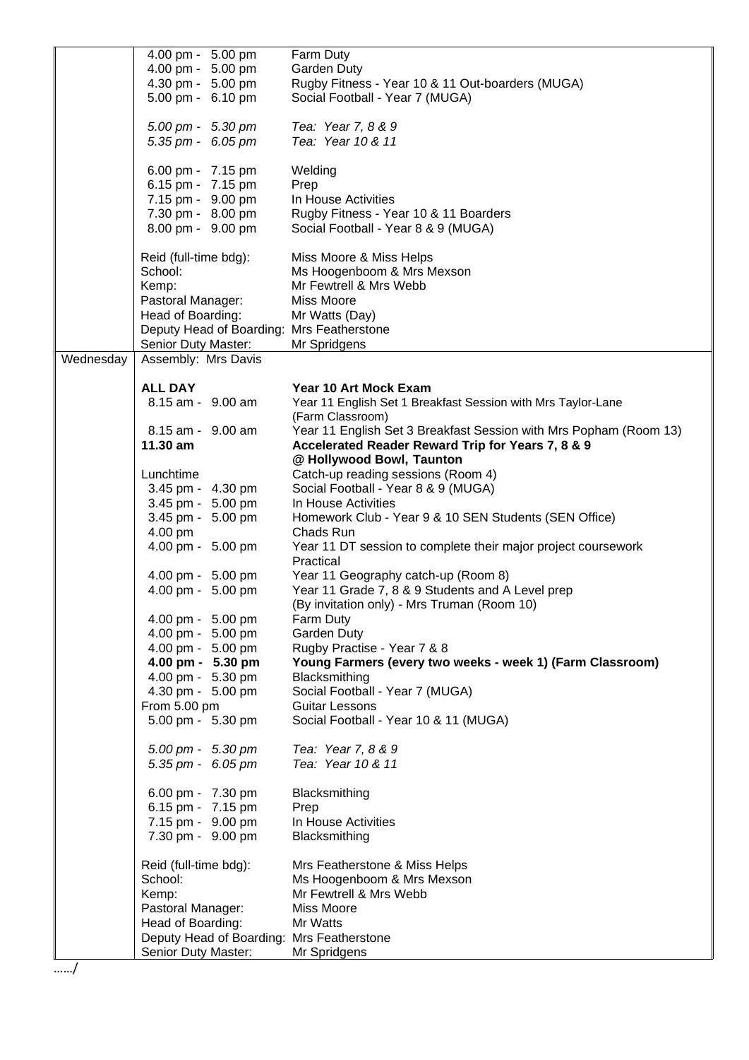| | | |
|---|---|---|
| | 4.00 pm - 5.00 pm | Farm Duty |
| | 4.00 pm - 5.00 pm | Garden Duty |
| | 4.30 pm - 5.00 pm | Rugby Fitness - Year 10 & 11 Out-boarders (MUGA) |
| | 5.00 pm - 6.10 pm | Social Football - Year 7 (MUGA) |
| | | |
| | *5.00 pm - 5.30 pm* | *Tea: Year 7, 8 & 9* |
| | *5.35 pm - 6.05 pm* | *Tea: Year 10 & 11* |
| | | |
| | 6.00 pm - 7.15 pm | Welding |
| | 6.15 pm - 7.15 pm | Prep |
| | 7.15 pm - 9.00 pm | In House Activities |
| | 7.30 pm - 8.00 pm | Rugby Fitness - Year 10 & 11 Boarders |
| | 8.00 pm - 9.00 pm | Social Football - Year 8 & 9 (MUGA) |
| | | |
| | Reid (full-time bdg): | Miss Moore & Miss Helps |
| | School: | Ms Hoogenboom & Mrs Mexson |
| | Kemp: | Mr Fewtrell & Mrs Webb |
| | Pastoral Manager: | Miss Moore |
| | Head of Boarding: | Mr Watts (Day) |
| | Deputy Head of Boarding: | Mrs Featherstone |
| | Senior Duty Master: | Mr Spridgens |
| Wednesday | Assembly: Mrs Davis | |
| | | |
| | **ALL DAY** | **Year 10 Art Mock Exam** |
| | 8.15 am - 9.00 am | Year 11 English Set 1 Breakfast Session with Mrs Taylor-Lane (Farm Classroom) |
| | 8.15 am - 9.00 am | Year 11 English Set 3 Breakfast Session with Mrs Popham (Room 13) |
| | **11.30 am** | **Accelerated Reader Reward Trip for Years 7, 8 & 9 @ Hollywood Bowl, Taunton** |
| | Lunchtime | Catch-up reading sessions (Room 4) |
| | 3.45 pm - 4.30 pm | Social Football - Year 8 & 9 (MUGA) |
| | 3.45 pm - 5.00 pm | In House Activities |
| | 3.45 pm - 5.00 pm | Homework Club - Year 9 & 10 SEN Students (SEN Office) |
| | 4.00 pm | Chads Run |
| | 4.00 pm - 5.00 pm | Year 11 DT session to complete their major project coursework Practical |
| | 4.00 pm - 5.00 pm | Year 11 Geography catch-up (Room 8) |
| | 4.00 pm - 5.00 pm | Year 11 Grade 7, 8 & 9 Students and A Level prep (By invitation only) - Mrs Truman (Room 10) |
| | 4.00 pm - 5.00 pm | Farm Duty |
| | 4.00 pm - 5.00 pm | Garden Duty |
| | 4.00 pm - 5.00 pm | Rugby Practise - Year 7 & 8 |
| | **4.00 pm - 5.30 pm** | **Young Farmers (every two weeks - week 1) (Farm Classroom)** |
| | 4.00 pm - 5.30 pm | Blacksmithing |
| | 4.30 pm - 5.00 pm | Social Football - Year 7 (MUGA) |
| | From 5.00 pm | Guitar Lessons |
| | 5.00 pm - 5.30 pm | Social Football - Year 10 & 11 (MUGA) |
| | | |
| | *5.00 pm - 5.30 pm* | *Tea: Year 7, 8 & 9* |
| | *5.35 pm - 6.05 pm* | *Tea: Year 10 & 11* |
| | | |
| | 6.00 pm - 7.30 pm | Blacksmithing |
| | 6.15 pm - 7.15 pm | Prep |
| | 7.15 pm - 9.00 pm | In House Activities |
| | 7.30 pm - 9.00 pm | Blacksmithing |
| | | |
| | Reid (full-time bdg): | Mrs Featherstone & Miss Helps |
| | School: | Ms Hoogenboom & Mrs Mexson |
| | Kemp: | Mr Fewtrell & Mrs Webb |
| | Pastoral Manager: | Miss Moore |
| | Head of Boarding: | Mr Watts |
| | Deputy Head of Boarding: | Mrs Featherstone |
| | Senior Duty Master: | Mr Spridgens |

……/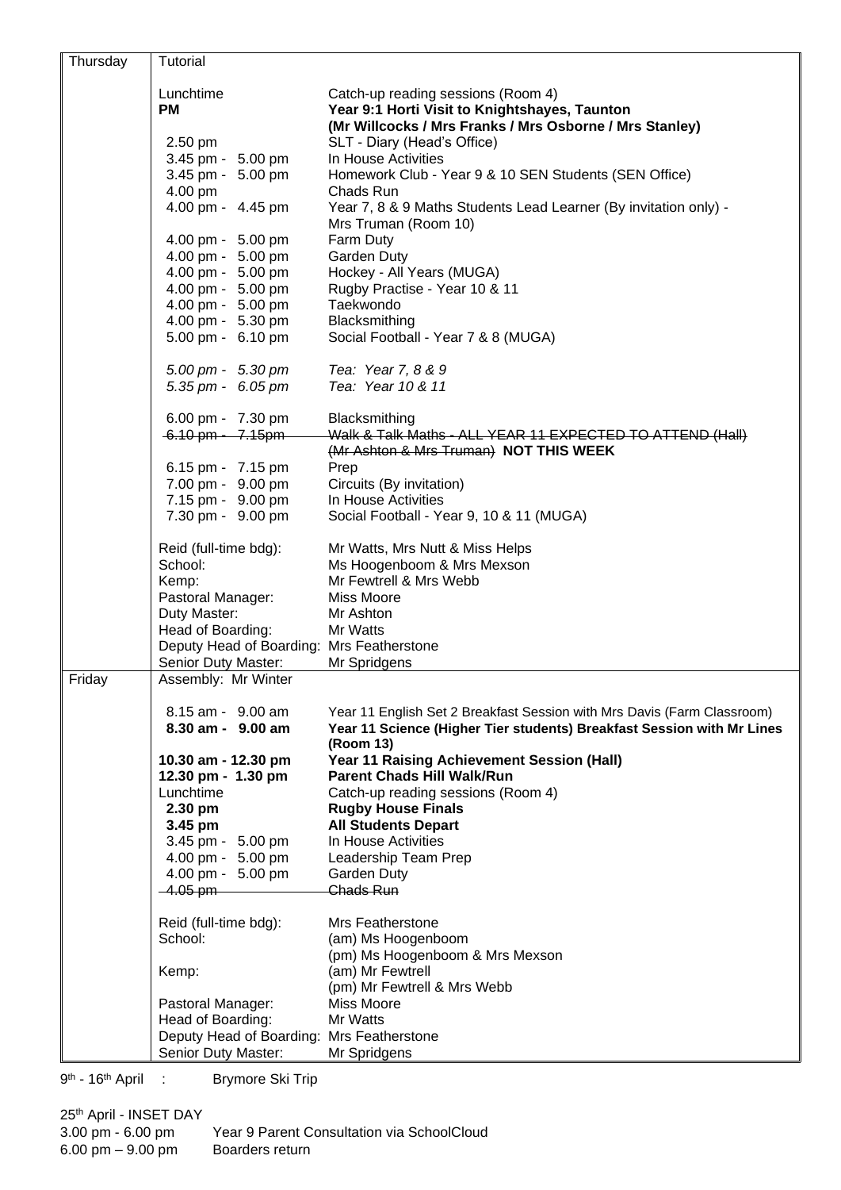| | | |
|---|---|---|
| Thursday | Tutorial | |
| | Lunchtime | Catch-up reading sessions (Room 4) |
| | **PM** | **Year 9:1 Horti Visit to Knightshayes, Taunton (Mr Willcocks / Mrs Franks / Mrs Osborne / Mrs Stanley)** |
| | 2.50 pm | SLT - Diary (Head's Office) |
| | 3.45 pm - 5.00 pm | In House Activities |
| | 3.45 pm - 5.00 pm | Homework Club - Year 9 & 10 SEN Students (SEN Office) |
| | 4.00 pm | Chads Run |
| | 4.00 pm - 4.45 pm | Year 7, 8 & 9 Maths Students Lead Learner (By invitation only) - Mrs Truman (Room 10) |
| | 4.00 pm - 5.00 pm | Farm Duty |
| | 4.00 pm - 5.00 pm | Garden Duty |
| | 4.00 pm - 5.00 pm | Hockey - All Years (MUGA) |
| | 4.00 pm - 5.00 pm | Rugby Practise - Year 10 & 11 |
| | 4.00 pm - 5.00 pm | Taekwondo |
| | 4.00 pm - 5.30 pm | Blacksmithing |
| | 5.00 pm - 6.10 pm | Social Football - Year 7 & 8 (MUGA) |
| | *5.00 pm - 5.30 pm* | *Tea: Year 7, 8 & 9* |
| | *5.35 pm - 6.05 pm* | *Tea: Year 10 & 11* |
| | 6.00 pm - 7.30 pm | Blacksmithing |
| | ~~6.10 pm - 7.15pm~~ | ~~Walk & Talk Maths - ALL YEAR 11 EXPECTED TO ATTEND (Hall) (Mr Ashton & Mrs Truman)~~ **NOT THIS WEEK** |
| | 6.15 pm - 7.15 pm | Prep |
| | 7.00 pm - 9.00 pm | Circuits (By invitation) |
| | 7.15 pm - 9.00 pm | In House Activities |
| | 7.30 pm - 9.00 pm | Social Football - Year 9, 10 & 11 (MUGA) |
| | Reid (full-time bdg): | Mr Watts, Mrs Nutt & Miss Helps |
| | School: | Ms Hoogenboom & Mrs Mexson |
| | Kemp: | Mr Fewtrell & Mrs Webb |
| | Pastoral Manager: | Miss Moore |
| | Duty Master: | Mr Ashton |
| | Head of Boarding: | Mr Watts |
| | Deputy Head of Boarding: | Mrs Featherstone |
| | Senior Duty Master: | Mr Spridgens |
| Friday | Assembly: Mr Winter | |
| | 8.15 am - 9.00 am | Year 11 English Set 2 Breakfast Session with Mrs Davis (Farm Classroom) |
| | **8.30 am - 9.00 am** | **Year 11 Science (Higher Tier students) Breakfast Session with Mr Lines (Room 13)** |
| | **10.30 am - 12.30 pm** | **Year 11 Raising Achievement Session (Hall)** |
| | **12.30 pm - 1.30 pm** | **Parent Chads Hill Walk/Run** |
| | Lunchtime | Catch-up reading sessions (Room 4) |
| | **2.30 pm** | **Rugby House Finals** |
| | **3.45 pm** | **All Students Depart** |
| | 3.45 pm - 5.00 pm | In House Activities |
| | 4.00 pm - 5.00 pm | Leadership Team Prep |
| | 4.00 pm - 5.00 pm | Garden Duty |
| | ~~4.05 pm~~ | ~~Chads Run~~ |
| | Reid (full-time bdg): | Mrs Featherstone |
| | School: | (am) Ms Hoogenboom<br>(pm) Ms Hoogenboom & Mrs Mexson |
| | Kemp: | (am) Mr Fewtrell<br>(pm) Mr Fewtrell & Mrs Webb |
| | Pastoral Manager: | Miss Moore |
| | Head of Boarding: | Mr Watts |
| | Deputy Head of Boarding: | Mrs Featherstone |
| | Senior Duty Master: | Mr Spridgens |

9th - 16th April : Brymore Ski Trip

25th April - INSET DAY
3.00 pm - 6.00 pm Year 9 Parent Consultation via SchoolCloud
6.00 pm – 9.00 pm Boarders return